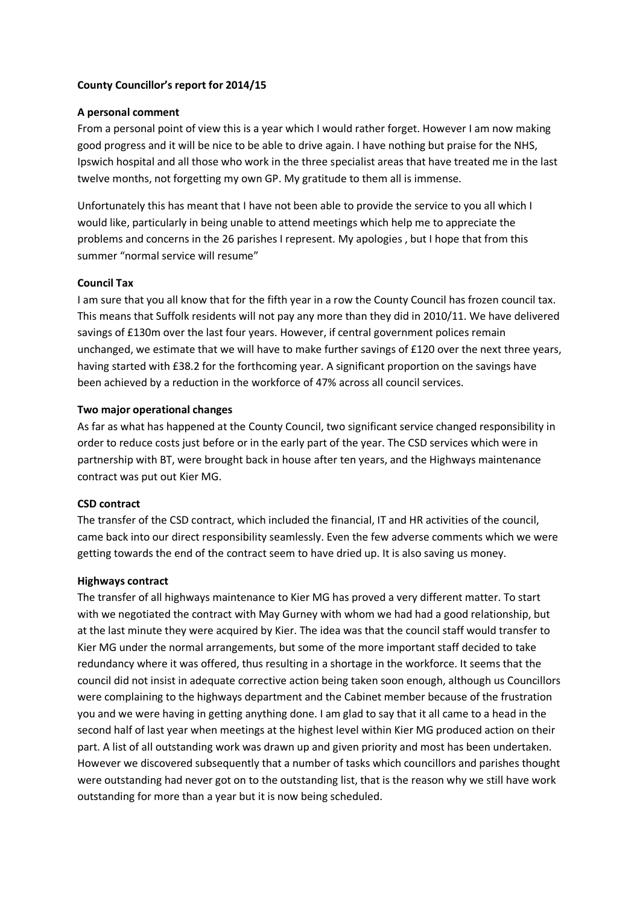**County Councillor's report for 2014/15**

**A personal comment**

From a personal point of view this is a year which I would rather forget. However I am now making good progress and it will be nice to be able to drive again. I have nothing but praise for the NHS, Ipswich hospital and all those who work in the three specialist areas that have treated me in the last twelve months, not forgetting my own GP. My gratitude to them all is immense.

Unfortunately this has meant that I have not been able to provide the service to you all which I would like, particularly in being unable to attend meetings which help me to appreciate the problems and concerns in the 26 parishes I represent. My apologies , but I hope that from this summer "normal service will resume"

**Council Tax**

I am sure that you all know that for the fifth year in a row the County Council has frozen council tax. This means that Suffolk residents will not pay any more than they did in 2010/11. We have delivered savings of £130m over the last four years. However, if central government polices remain unchanged, we estimate that we will have to make further savings of £120 over the next three years, having started with £38.2 for the forthcoming year. A significant proportion on the savings have been achieved by a reduction in the workforce of 47% across all council services.

**Two major operational changes**

As far as what has happened at the County Council, two significant service changed responsibility in order to reduce costs just before or in the early part of the year. The CSD services which were in partnership with BT, were brought back in house after ten years, and the Highways maintenance contract was put out Kier MG.

**CSD contract**

The transfer of the CSD contract, which included the financial, IT and HR activities of the council, came back into our direct responsibility seamlessly. Even the few adverse comments which we were getting towards the end of the contract seem to have dried up. It is also saving us money.

**Highways contract**

The transfer of all highways maintenance to Kier MG has proved a very different matter. To start with we negotiated the contract with May Gurney with whom we had had a good relationship, but at the last minute they were acquired by Kier. The idea was that the council staff would transfer to Kier MG under the normal arrangements, but some of the more important staff decided to take redundancy where it was offered, thus resulting in a shortage in the workforce. It seems that the council did not insist in adequate corrective action being taken soon enough, although us Councillors were complaining to the highways department and the Cabinet member because of the frustration you and we were having in getting anything done. I am glad to say that it all came to a head in the second half of last year when meetings at the highest level within Kier MG produced action on their part. A list of all outstanding work was drawn up and given priority and most has been undertaken. However we discovered subsequently that a number of tasks which councillors and parishes thought were outstanding had never got on to the outstanding list, that is the reason why we still have work outstanding for more than a year but it is now being scheduled.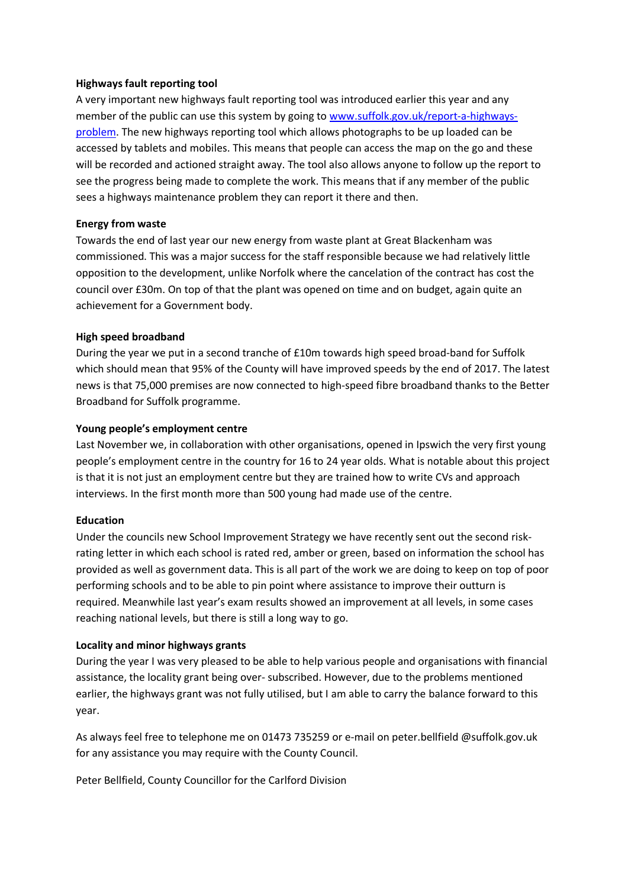**Highways fault reporting tool**

A very important new highways fault reporting tool was introduced earlier this year and any member of the public can use this system by going to [www.suffolk.gov.uk/report-a-highways-problem](www.suffolk.gov.uk/report-a-highways-problem). The new highways reporting tool which allows photographs to be up loaded can be accessed by tablets and mobiles. This means that people can access the map on the go and these will be recorded and actioned straight away. The tool also allows anyone to follow up the report to see the progress being made to complete the work. This means that if any member of the public sees a highways maintenance problem they can report it there and then.

**Energy from waste**

Towards the end of last year our new energy from waste plant at Great Blackenham was commissioned. This was a major success for the staff responsible because we had relatively little opposition to the development, unlike Norfolk where the cancelation of the contract has cost the council over £30m. On top of that the plant was opened on time and on budget, again quite an achievement for a Government body.

**High speed broadband**

During the year we put in a second tranche of £10m towards high speed broad-band for Suffolk which should mean that 95% of the County will have improved speeds by the end of 2017. The latest news is that 75,000 premises are now connected to high-speed fibre broadband thanks to the Better Broadband for Suffolk programme.

**Young people's employment centre**

Last November we, in collaboration with other organisations, opened in Ipswich the very first young people's employment centre in the country for 16 to 24 year olds. What is notable about this project is that it is not just an employment centre but they are trained how to write CVs and approach interviews. In the first month more than 500 young had made use of the centre.

**Education**

Under the councils new School Improvement Strategy we have recently sent out the second risk-rating letter in which each school is rated red, amber or green, based on information the school has provided as well as government data. This is all part of the work we are doing to keep on top of poor performing schools and to be able to pin point where assistance to improve their outturn is required. Meanwhile last year's exam results showed an improvement at all levels, in some cases reaching national levels, but there is still a long way to go.

**Locality and minor highways grants**

During the year I was very pleased to be able to help various people and organisations with financial assistance, the locality grant being over- subscribed. However, due to the problems mentioned earlier, the highways grant was not fully utilised, but I am able to carry the balance forward to this year.

As always feel free to telephone me on 01473 735259 or e-mail on peter.bellfield @suffolk.gov.uk for any assistance you may require with the County Council.

Peter Bellfield, County Councillor for the Carlford Division